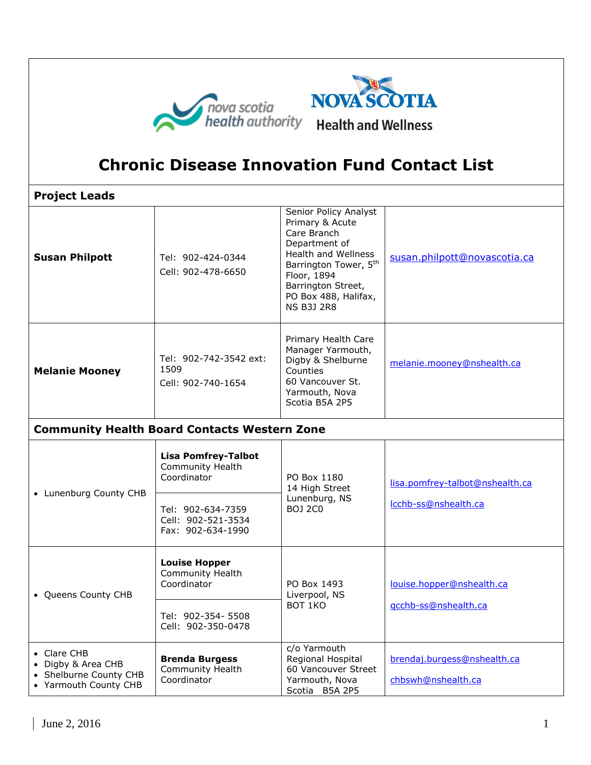# Chronic Disease Innovation Fund Contact List

| Project Leads | | | |
|---|---|---|---|
| **Susan Philpott** | Tel: 902-424-0344<br>Cell: 902-478-6650 | Senior Policy Analyst Primary & Acute Care Branch Department of Health and Wellness Barrington Tower, 5th Floor, 1894 Barrington Street, PO Box 488, Halifax, NS B3J 2R8 | susan.philpott@novascotia.ca |
| **Melanie Mooney** | Tel: 902-742-3542 ext: 1509<br>Cell: 902-740-1654 | Primary Health Care Manager Yarmouth, Digby & Shelburne Counties<br>60 Vancouver St. Yarmouth, Nova Scotia B5A 2P5 | melanie.mooney@nshealth.ca |
| **Community Health Board Contacts Western Zone** | | | |
| • Lunenburg County CHB | **Lisa Pomfrey-Talbot**<br>Community Health Coordinator<br>Tel: 902-634-7359<br>Cell: 902-521-3534<br>Fax: 902-634-1990 | PO Box 1180<br>14 High Street<br>Lunenburg, NS<br>BOJ 2C0 | lisa.pomfrey-talbot@nshealth.ca<br>lcchb-ss@nshealth.ca |
| • Queens County CHB | **Louise Hopper**<br>Community Health Coordinator<br>Tel: 902-354- 5508<br>Cell: 902-350-0478 | PO Box 1493<br>Liverpool, NS<br>BOT 1KO | louise.hopper@nshealth.ca<br>qcchb-ss@nshealth.ca |
| • Clare CHB<br>• Digby & Area CHB<br>• Shelburne County CHB<br>• Yarmouth County CHB | **Brenda Burgess**<br>Community Health Coordinator | c/o Yarmouth Regional Hospital<br>60 Vancouver Street<br>Yarmouth, Nova Scotia B5A 2P5 | brendaj.burgess@nshealth.ca<br>chbswh@nshealth.ca |

June 2, 2016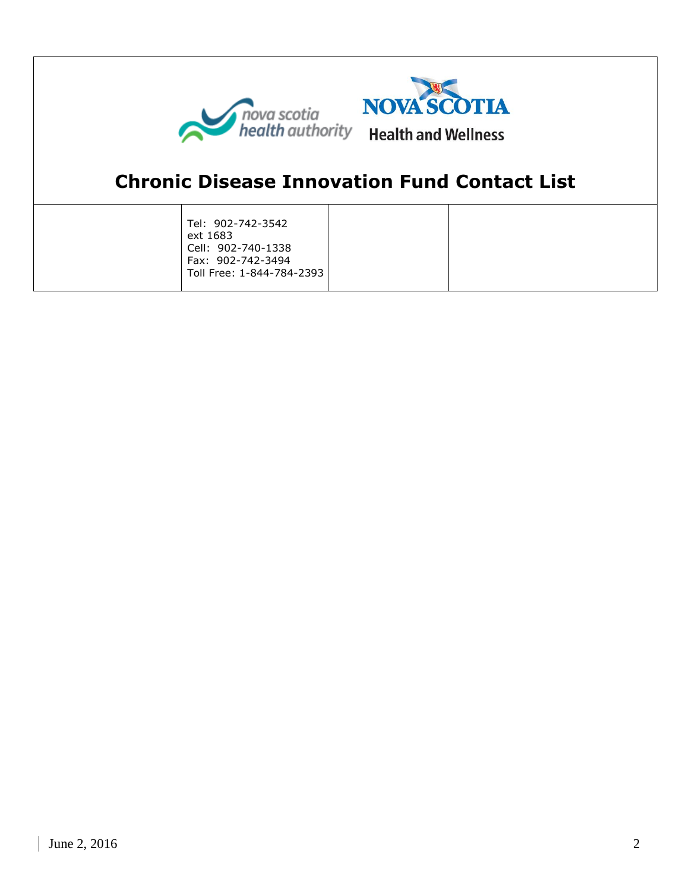# Chronic Disease Innovation Fund Contact List

| | | | |
|---|---|---|---|
| | Tel: 902-742-3542 ext 1683<br>Cell: 902-740-1338<br>Fax: 902-742-3494<br>Toll Free: 1-844-784-2393 | | |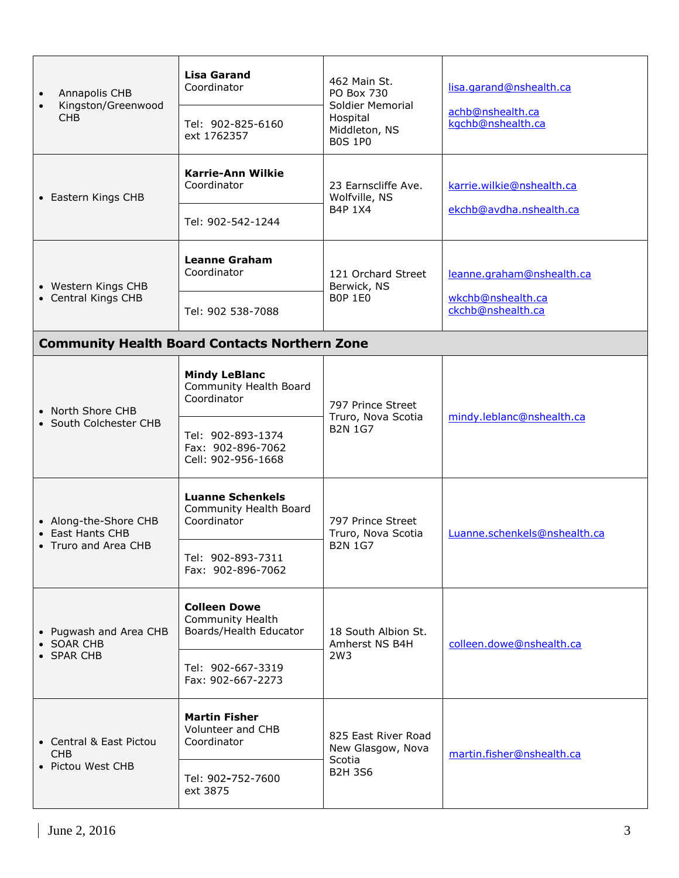| | | | |
|---|---|---|---|
| • Annapolis CHB<br>• Kingston/Greenwood CHB | **Lisa Garand**<br>Coordinator<br><br>Tel: 902-825-6160 ext 1762357 | 462 Main St.<br>PO Box 730<br>Soldier Memorial Hospital<br>Middleton, NS<br>B0S 1P0 | lisa.garand@nshealth.ca<br><br>achb@nshealth.ca<br>kgchb@nshealth.ca |
| • Eastern Kings CHB | **Karrie-Ann Wilkie**<br>Coordinator<br><br>Tel: 902-542-1244 | 23 Earnscliffe Ave.<br>Wolfville, NS<br>B4P 1X4 | karrie.wilkie@nshealth.ca<br><br>ekchb@avdha.nshealth.ca |
| • Western Kings CHB<br>• Central Kings CHB | **Leanne Graham**<br>Coordinator<br><br>Tel: 902 538-7088 | 121 Orchard Street<br>Berwick, NS<br>B0P 1E0 | leanne.graham@nshealth.ca<br><br>wkchb@nshealth.ca<br>ckchb@nshealth.ca |
| **Community Health Board Contacts Northern Zone** | | | |
| • North Shore CHB<br>• South Colchester CHB | **Mindy LeBlanc**<br>Community Health Board Coordinator<br><br>Tel: 902-893-1374<br>Fax: 902-896-7062<br>Cell: 902-956-1668 | 797 Prince Street<br>Truro, Nova Scotia<br>B2N 1G7 | mindy.leblanc@nshealth.ca |
| • Along-the-Shore CHB<br>• East Hants CHB<br>• Truro and Area CHB | **Luanne Schenkels**<br>Community Health Board Coordinator<br><br>Tel: 902-893-7311<br>Fax: 902-896-7062 | 797 Prince Street<br>Truro, Nova Scotia<br>B2N 1G7 | Luanne.schenkels@nshealth.ca |
| • Pugwash and Area CHB<br>• SOAR CHB<br>• SPAR CHB | **Colleen Dowe**<br>Community Health Boards/Health Educator<br><br>Tel: 902-667-3319<br>Fax: 902-667-2273 | 18 South Albion St.<br>Amherst NS B4H 2W3 | colleen.dowe@nshealth.ca |
| • Central & East Pictou CHB<br>• Pictou West CHB | **Martin Fisher**<br>Volunteer and CHB Coordinator<br><br>Tel: 902-752-7600 ext 3875 | 825 East River Road<br>New Glasgow, Nova Scotia<br>B2H 3S6 | martin.fisher@nshealth.ca |

June 2, 2016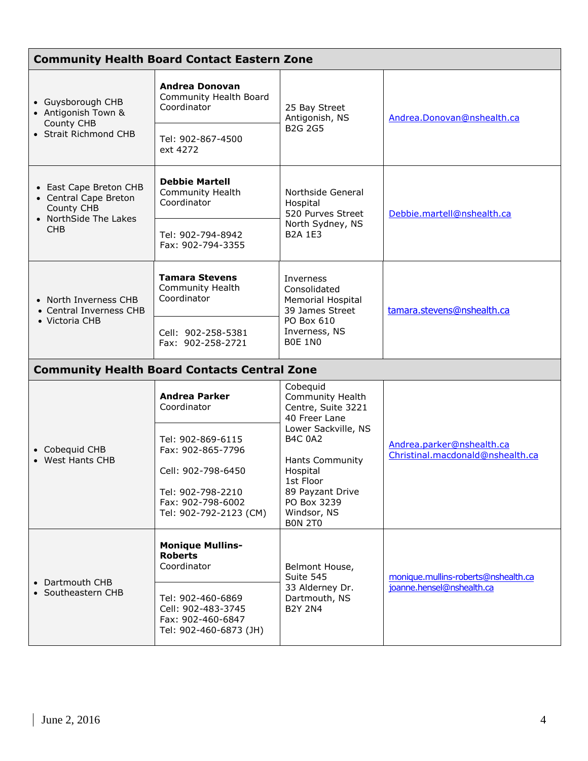| **Community Health Board Contact Eastern Zone** | | | |
|---|---|---|---|
| • Guysborough CHB<br>• Antigonish Town & County CHB<br>• Strait Richmond CHB | **Andrea Donovan**<br>Community Health Board Coordinator<br><br>Tel: 902-867-4500 ext 4272 | 25 Bay Street<br>Antigonish, NS<br>B2G 2G5 | Andrea.Donovan@nshealth.ca |
| • East Cape Breton CHB<br>• Central Cape Breton County CHB<br>• NorthSide The Lakes CHB | **Debbie Martell**<br>Community Health Coordinator<br><br>Tel: 902-794-8942<br>Fax: 902-794-3355 | Northside General Hospital<br>520 Purves Street<br>North Sydney, NS<br>B2A 1E3 | Debbie.martell@nshealth.ca |
| • North Inverness CHB<br>• Central Inverness CHB<br>• Victoria CHB | **Tamara Stevens**<br>Community Health Coordinator<br><br>Cell: 902-258-5381<br>Fax: 902-258-2721 | Inverness Consolidated Memorial Hospital<br>39 James Street<br>PO Box 610<br>Inverness, NS<br>B0E 1N0 | tamara.stevens@nshealth.ca |
| **Community Health Board Contacts Central Zone** | | | |
| • Cobequid CHB<br>• West Hants CHB | **Andrea Parker**<br>Coordinator<br><br>Tel: 902-869-6115<br>Fax: 902-865-7796<br><br>Cell: 902-798-6450<br><br>Tel: 902-798-2210<br>Fax: 902-798-6002<br>Tel: 902-792-2123 (CM) | Cobequid Community Health Centre, Suite 3221<br>40 Freer Lane<br>Lower Sackville, NS<br>B4C 0A2<br><br>Hants Community Hospital<br>1st Floor<br>89 Payzant Drive<br>PO Box 3239<br>Windsor, NS<br>B0N 2T0 | Andrea.parker@nshealth.ca<br>Christinal.macdonald@nshealth.ca |
| • Dartmouth CHB<br>• Southeastern CHB | **Monique Mullins-Roberts**<br>Coordinator<br><br>Tel: 902-460-6869<br>Cell: 902-483-3745<br>Fax: 902-460-6847<br>Tel: 902-460-6873 (JH) | Belmont House, Suite 545<br>33 Alderney Dr.<br>Dartmouth, NS<br>B2Y 2N4 | monique.mullins-roberts@nshealth.ca<br>joanne.hensel@nshealth.ca |

June 2, 2016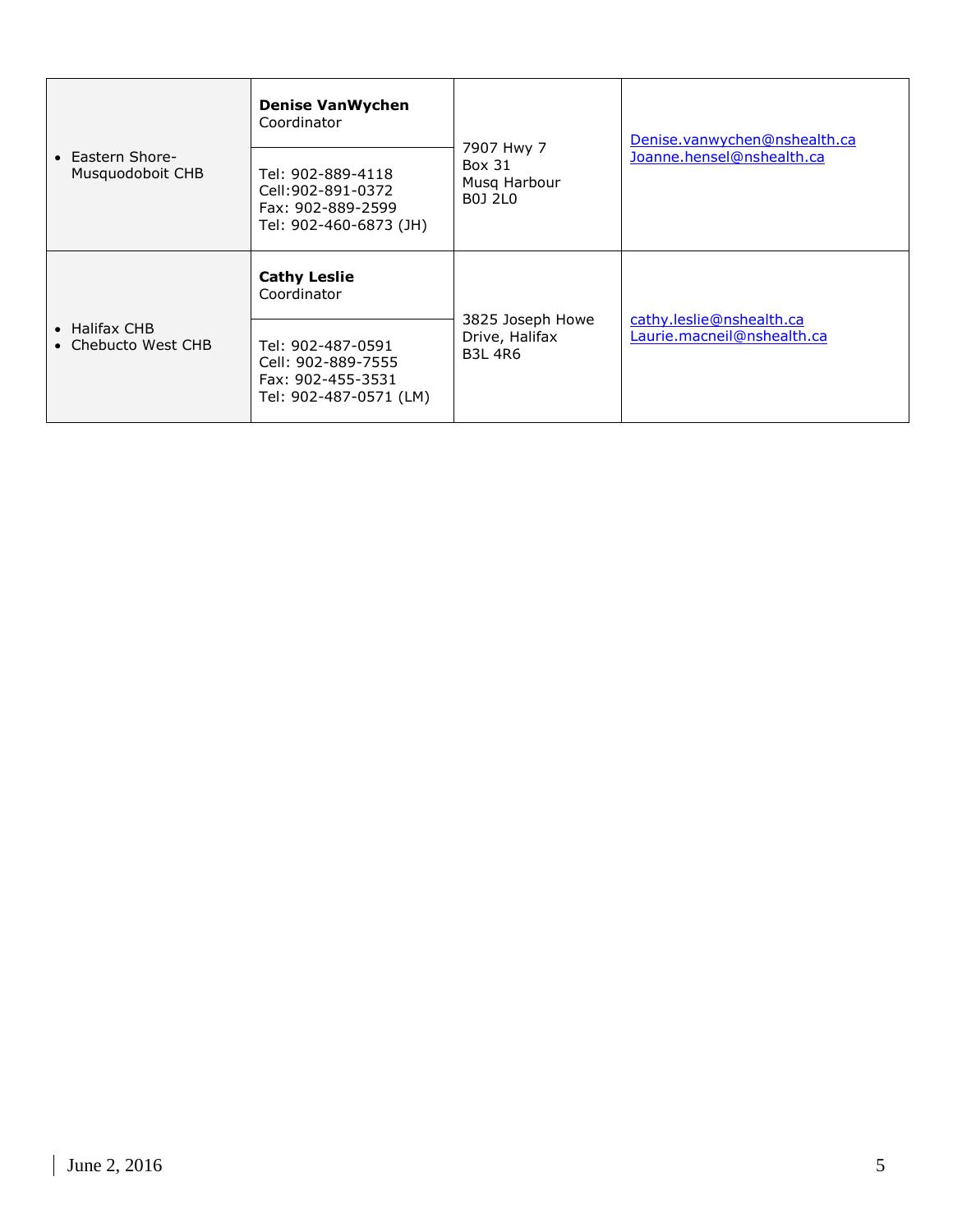| | | | |
|---|---|---|---|
| • Eastern Shore-Musquodoboit CHB | **Denise VanWychen**<br>Coordinator<br><br>Tel: 902-889-4118<br>Cell:902-891-0372<br>Fax: 902-889-2599<br>Tel: 902-460-6873 (JH) | 7907 Hwy 7<br>Box 31<br>Musq Harbour<br>B0J 2L0 | Denise.vanwychen@nshealth.ca<br>Joanne.hensel@nshealth.ca |
| • Halifax CHB<br>• Chebucto West CHB | **Cathy Leslie**<br>Coordinator<br><br>Tel: 902-487-0591<br>Cell: 902-889-7555<br>Fax: 902-455-3531<br>Tel: 902-487-0571 (LM) | 3825 Joseph Howe Drive, Halifax<br>B3L 4R6 | cathy.leslie@nshealth.ca<br>Laurie.macneil@nshealth.ca |

June 2, 2016